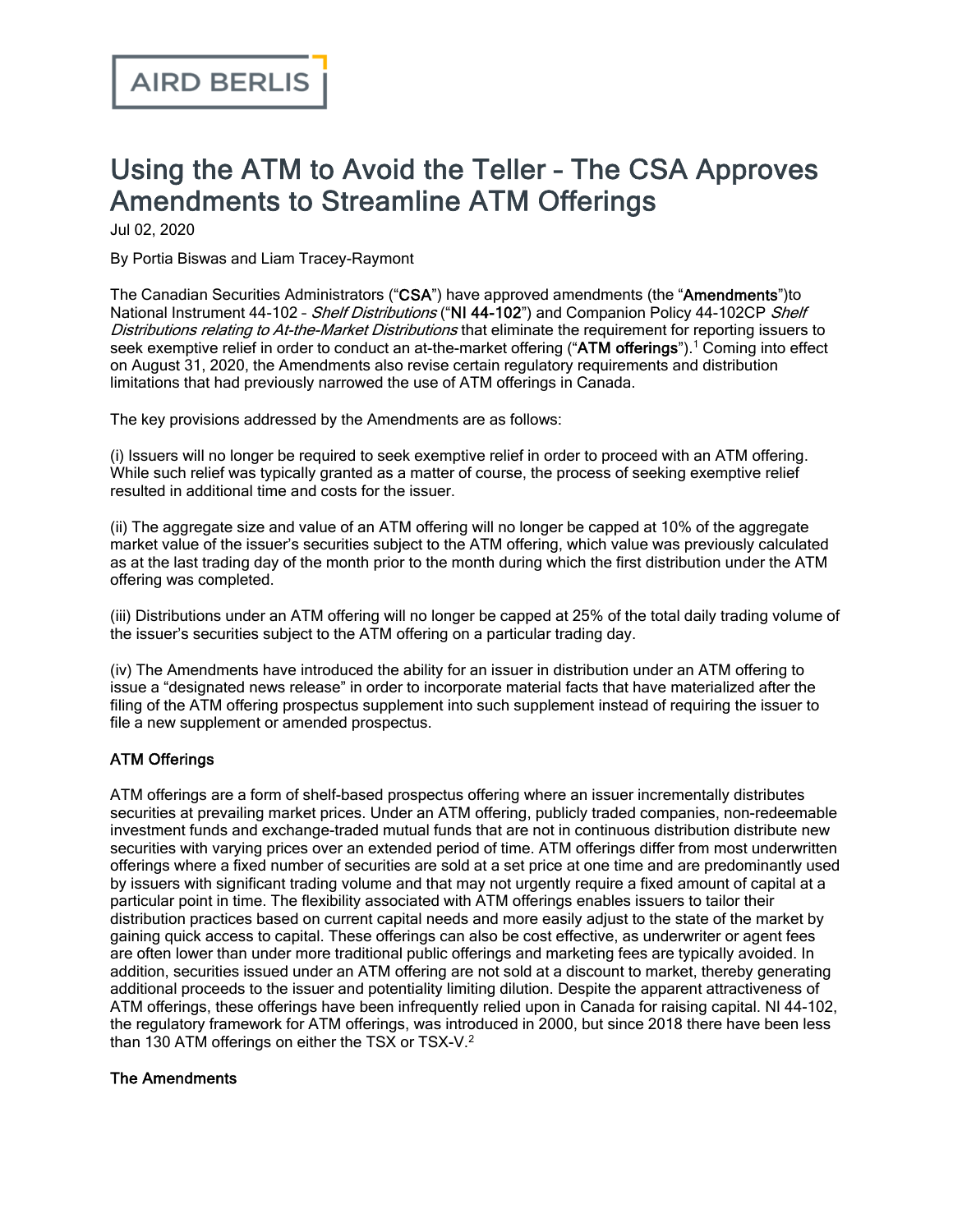AIRD BERLIS

# Using the ATM to Avoid the Teller – The CSA Approves Amendments to Streamline ATM Offerings

Jul 02, 2020

By Portia Biswas and Liam Tracey-Raymont

The Canadian Securities Administrators ("**CSA**") have approved amendments (the "**Amendments**")to National Instrument 44-102 – *Shelf Distributions* ("**NI 44-102**") and Companion Policy 44-102CP *Shelf Distributions relating to At-the-Market Distributions* that eliminate the requirement for reporting issuers to seek exemptive relief in order to conduct an at-the-market offering ("**ATM offerings**").[1] Coming into effect on August 31, 2020, the Amendments also revise certain regulatory requirements and distribution limitations that had previously narrowed the use of ATM offerings in Canada.

The key provisions addressed by the Amendments are as follows:

(i) Issuers will no longer be required to seek exemptive relief in order to proceed with an ATM offering. While such relief was typically granted as a matter of course, the process of seeking exemptive relief resulted in additional time and costs for the issuer.

(ii) The aggregate size and value of an ATM offering will no longer be capped at 10% of the aggregate market value of the issuer's securities subject to the ATM offering, which value was previously calculated as at the last trading day of the month prior to the month during which the first distribution under the ATM offering was completed.

(iii) Distributions under an ATM offering will no longer be capped at 25% of the total daily trading volume of the issuer's securities subject to the ATM offering on a particular trading day.

(iv) The Amendments have introduced the ability for an issuer in distribution under an ATM offering to issue a "designated news release" in order to incorporate material facts that have materialized after the filing of the ATM offering prospectus supplement into such supplement instead of requiring the issuer to file a new supplement or amended prospectus.

**ATM Offerings**

ATM offerings are a form of shelf-based prospectus offering where an issuer incrementally distributes securities at prevailing market prices. Under an ATM offering, publicly traded companies, non-redeemable investment funds and exchange-traded mutual funds that are not in continuous distribution distribute new securities with varying prices over an extended period of time. ATM offerings differ from most underwritten offerings where a fixed number of securities are sold at a set price at one time and are predominantly used by issuers with significant trading volume and that may not urgently require a fixed amount of capital at a particular point in time. The flexibility associated with ATM offerings enables issuers to tailor their distribution practices based on current capital needs and more easily adjust to the state of the market by gaining quick access to capital. These offerings can also be cost effective, as underwriter or agent fees are often lower than under more traditional public offerings and marketing fees are typically avoided. In addition, securities issued under an ATM offering are not sold at a discount to market, thereby generating additional proceeds to the issuer and potentiality limiting dilution. Despite the apparent attractiveness of ATM offerings, these offerings have been infrequently relied upon in Canada for raising capital. NI 44-102, the regulatory framework for ATM offerings, was introduced in 2000, but since 2018 there have been less than 130 ATM offerings on either the TSX or TSX-V.[2]

**The Amendments**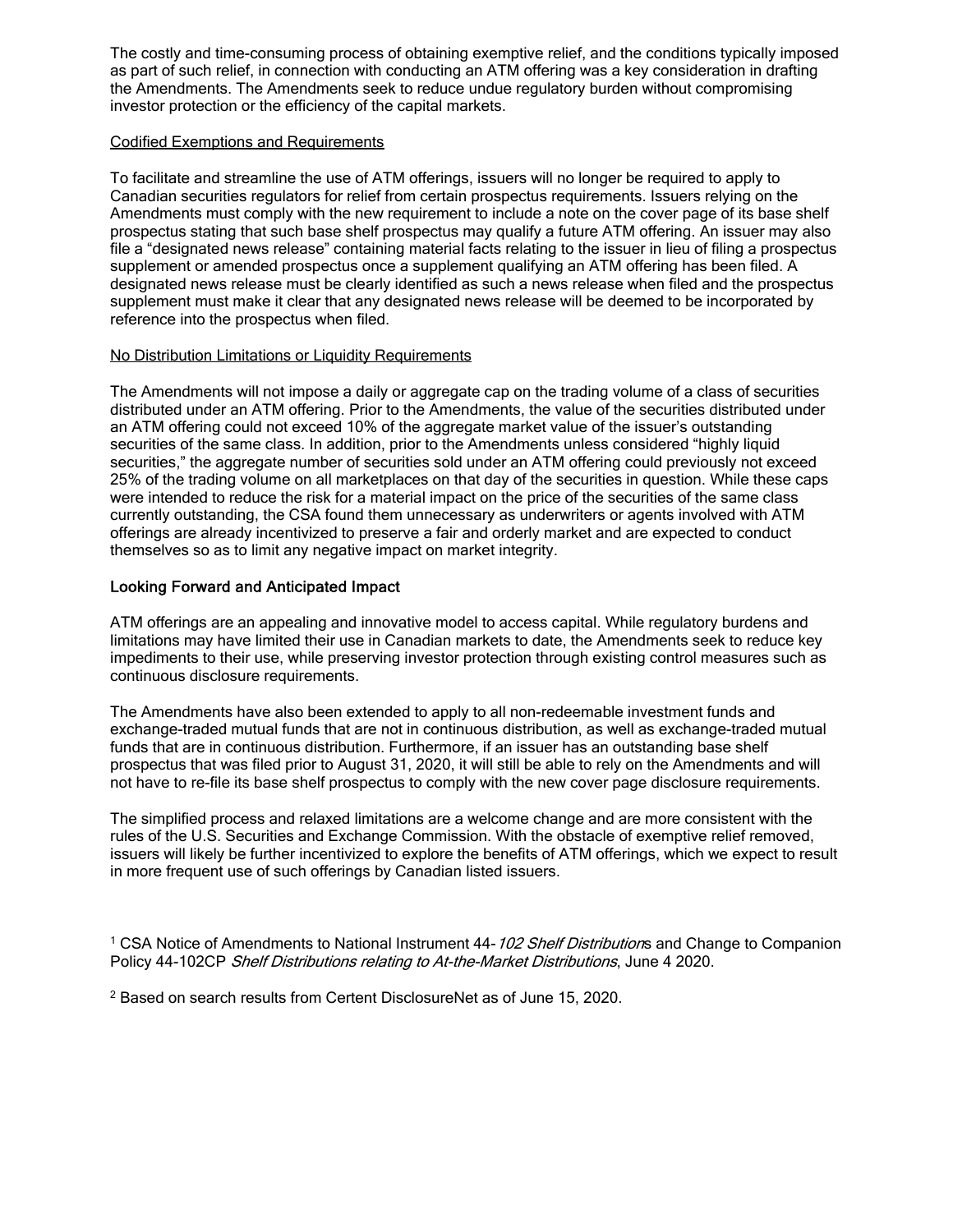The costly and time-consuming process of obtaining exemptive relief, and the conditions typically imposed as part of such relief, in connection with conducting an ATM offering was a key consideration in drafting the Amendments. The Amendments seek to reduce undue regulatory burden without compromising investor protection or the efficiency of the capital markets.

<u>Codified Exemptions and Requirements</u>

To facilitate and streamline the use of ATM offerings, issuers will no longer be required to apply to Canadian securities regulators for relief from certain prospectus requirements. Issuers relying on the Amendments must comply with the new requirement to include a note on the cover page of its base shelf prospectus stating that such base shelf prospectus may qualify a future ATM offering. An issuer may also file a "designated news release" containing material facts relating to the issuer in lieu of filing a prospectus supplement or amended prospectus once a supplement qualifying an ATM offering has been filed. A designated news release must be clearly identified as such a news release when filed and the prospectus supplement must make it clear that any designated news release will be deemed to be incorporated by reference into the prospectus when filed.

<u>No Distribution Limitations or Liquidity Requirements</u>

The Amendments will not impose a daily or aggregate cap on the trading volume of a class of securities distributed under an ATM offering. Prior to the Amendments, the value of the securities distributed under an ATM offering could not exceed 10% of the aggregate market value of the issuer's outstanding securities of the same class. In addition, prior to the Amendments unless considered "highly liquid securities," the aggregate number of securities sold under an ATM offering could previously not exceed 25% of the trading volume on all marketplaces on that day of the securities in question. While these caps were intended to reduce the risk for a material impact on the price of the securities of the same class currently outstanding, the CSA found them unnecessary as underwriters or agents involved with ATM offerings are already incentivized to preserve a fair and orderly market and are expected to conduct themselves so as to limit any negative impact on market integrity.

### Looking Forward and Anticipated Impact

ATM offerings are an appealing and innovative model to access capital. While regulatory burdens and limitations may have limited their use in Canadian markets to date, the Amendments seek to reduce key impediments to their use, while preserving investor protection through existing control measures such as continuous disclosure requirements.

The Amendments have also been extended to apply to all non-redeemable investment funds and exchange-traded mutual funds that are not in continuous distribution, as well as exchange-traded mutual funds that are in continuous distribution. Furthermore, if an issuer has an outstanding base shelf prospectus that was filed prior to August 31, 2020, it will still be able to rely on the Amendments and will not have to re-file its base shelf prospectus to comply with the new cover page disclosure requirements.

The simplified process and relaxed limitations are a welcome change and are more consistent with the rules of the U.S. Securities and Exchange Commission. With the obstacle of exemptive relief removed, issuers will likely be further incentivized to explore the benefits of ATM offerings, which we expect to result in more frequent use of such offerings by Canadian listed issuers.

[1] CSA Notice of Amendments to National Instrument 44-*102 Shelf Distribution*s and Change to Companion Policy 44-102CP *Shelf Distributions relating to At-the-Market Distributions*, June 4 2020.

[2] Based on search results from Certent DisclosureNet as of June 15, 2020.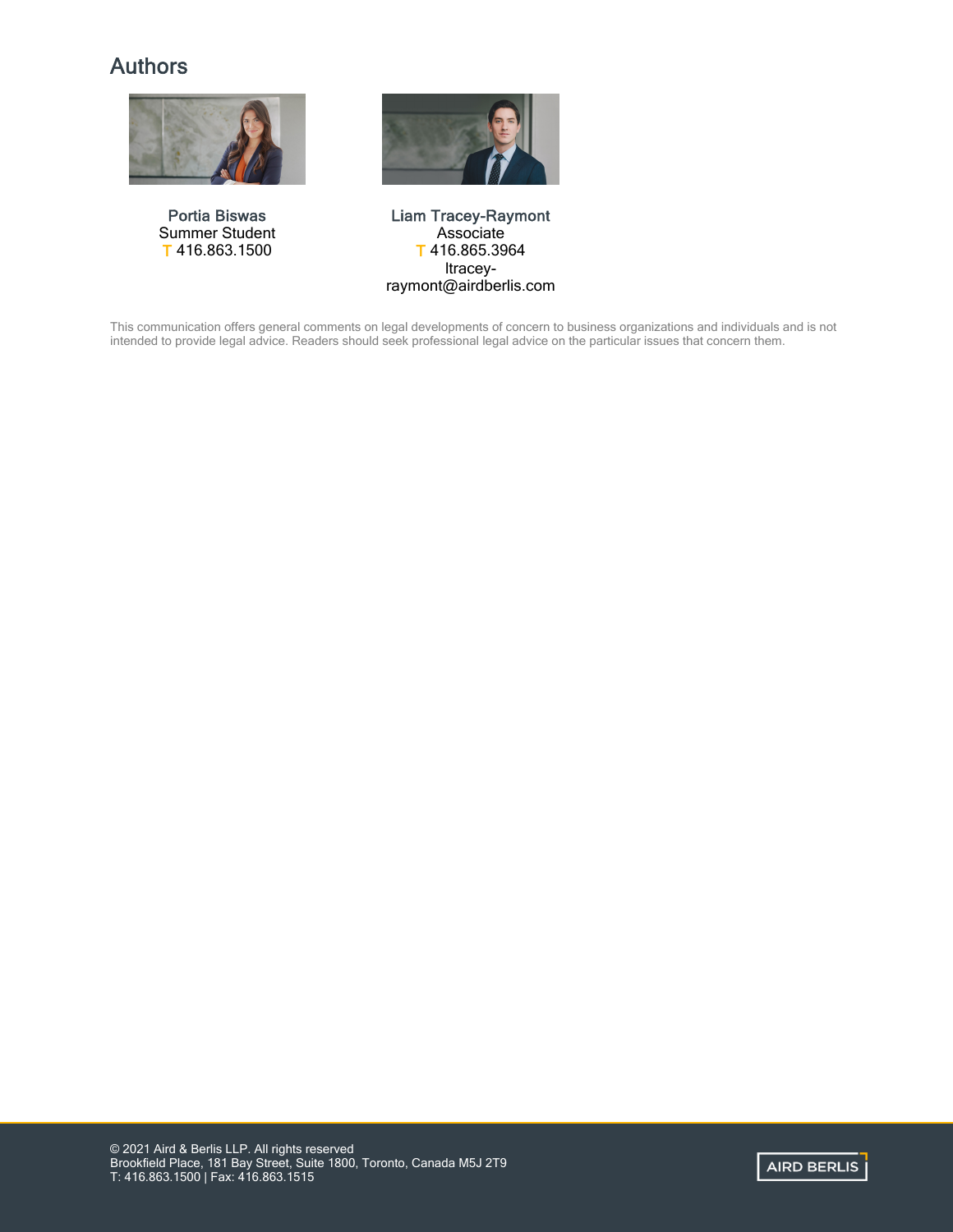## Authors

**Portia Biswas**
Summer Student
T 416.863.1500

**Liam Tracey-Raymont**
Associate
T 416.865.3964
ltracey-raymont@airdberlis.com

This communication offers general comments on legal developments of concern to business organizations and individuals and is not intended to provide legal advice. Readers should seek professional legal advice on the particular issues that concern them.

© 2021 Aird & Berlis LLP. All rights reserved
Brookfield Place, 181 Bay Street, Suite 1800, Toronto, Canada M5J 2T9
T: 416.863.1500 | Fax: 416.863.1515

AIRD BERLIS